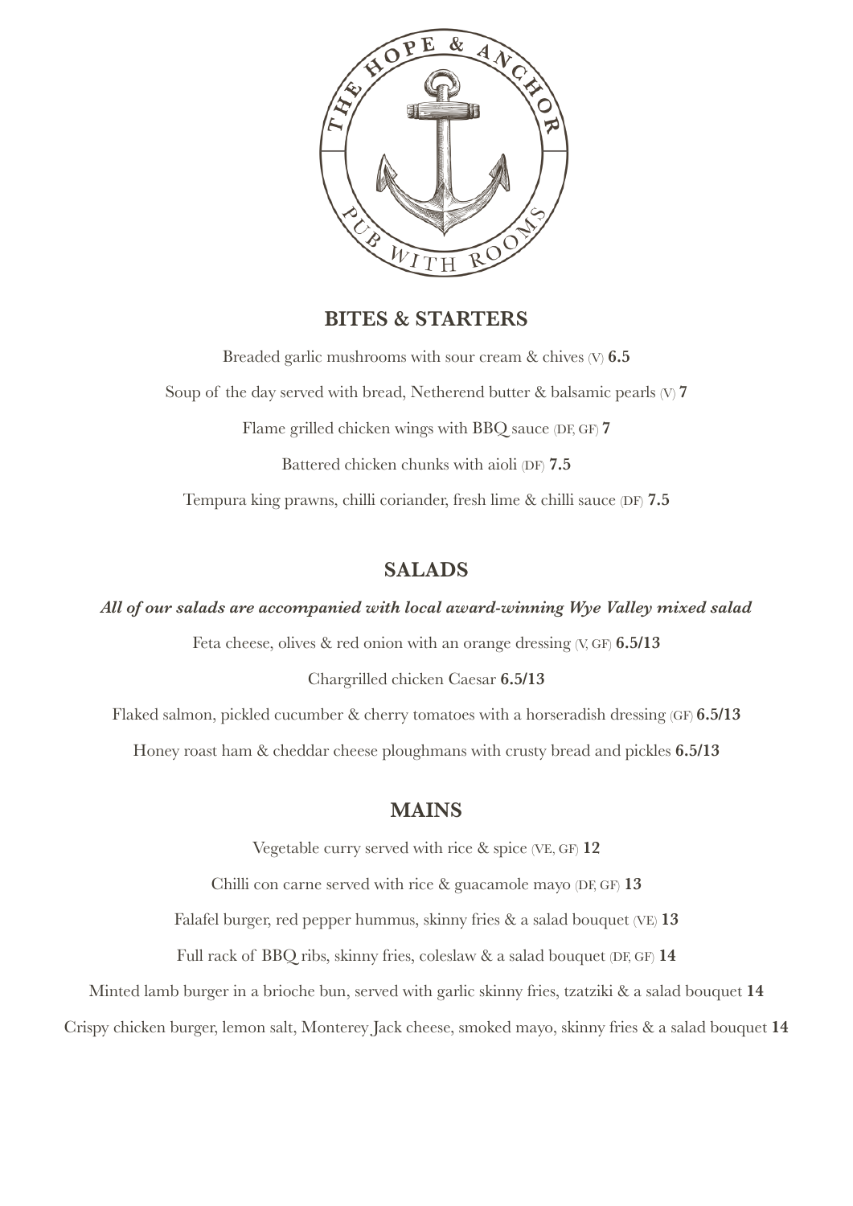THE HOPE & ANCHOR

PUB WITH ROOMS

## BITES & STARTERS

Breaded garlic mushrooms with sour cream & chives (V) **6.5**

Soup of the day served with bread, Netherend butter & balsamic pearls (V) **7**

Flame grilled chicken wings with BBQ sauce (DF, GF) **7**

Battered chicken chunks with aioli (DF) **7.5**

Tempura king prawns, chilli coriander, fresh lime & chilli sauce (DF) **7.5**

## SALADS

***All of our salads are accompanied with local award-winning Wye Valley mixed salad***

Feta cheese, olives & red onion with an orange dressing (V, GF) **6.5/13**

Chargrilled chicken Caesar **6.5/13**

Flaked salmon, pickled cucumber & cherry tomatoes with a horseradish dressing (GF) **6.5/13**

Honey roast ham & cheddar cheese ploughmans with crusty bread and pickles **6.5/13**

## MAINS

Vegetable curry served with rice & spice (VE, GF) **12**

Chilli con carne served with rice & guacamole mayo (DF, GF) **13**

Falafel burger, red pepper hummus, skinny fries & a salad bouquet (VE) **13**

Full rack of BBQ ribs, skinny fries, coleslaw & a salad bouquet (DF, GF) **14**

Minted lamb burger in a brioche bun, served with garlic skinny fries, tzatziki & a salad bouquet **14**

Crispy chicken burger, lemon salt, Monterey Jack cheese, smoked mayo, skinny fries & a salad bouquet **14**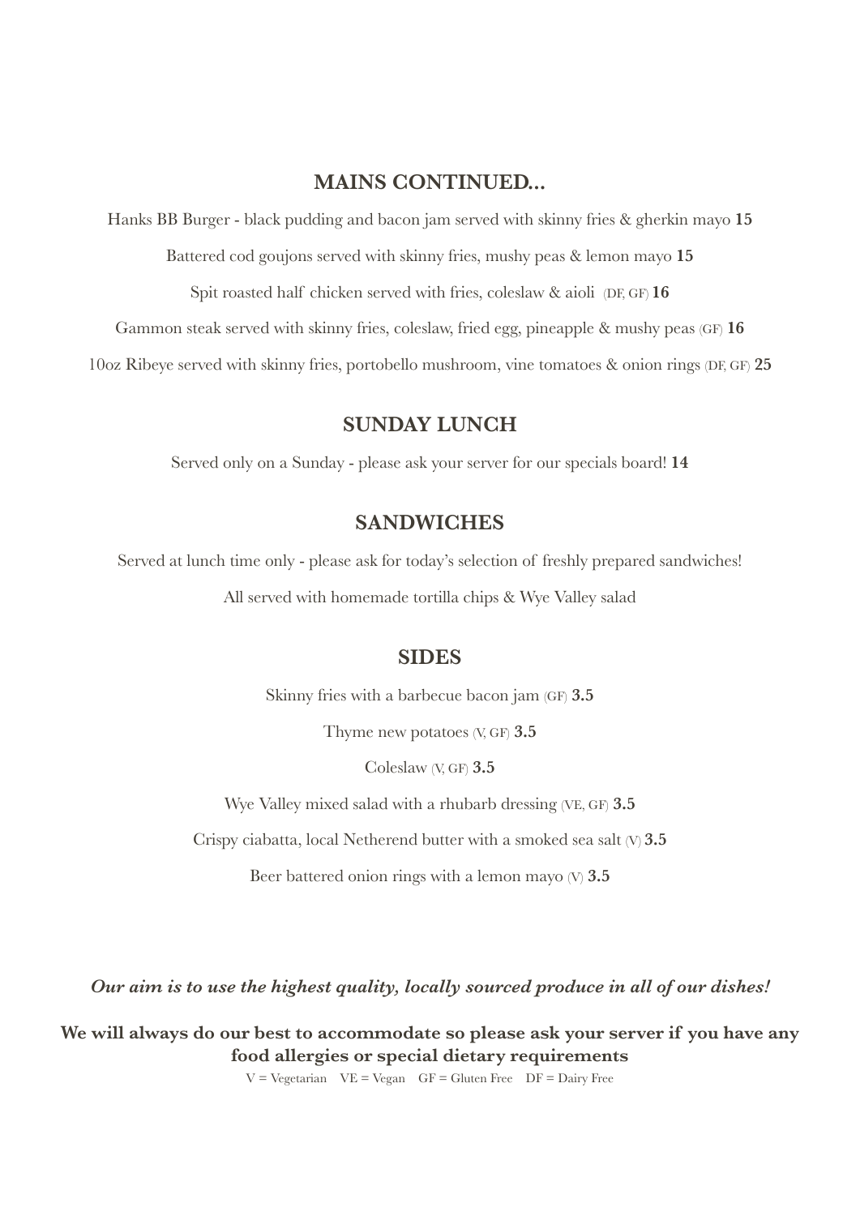## MAINS CONTINUED...

Hanks BB Burger - black pudding and bacon jam served with skinny fries & gherkin mayo **15**

Battered cod goujons served with skinny fries, mushy peas & lemon mayo **15**

Spit roasted half chicken served with fries, coleslaw & aioli (DF, GF) **16**

Gammon steak served with skinny fries, coleslaw, fried egg, pineapple & mushy peas (GF) **16**

10oz Ribeye served with skinny fries, portobello mushroom, vine tomatoes & onion rings (DF, GF) **25**

## SUNDAY LUNCH

Served only on a Sunday - please ask your server for our specials board! **14**

## SANDWICHES

Served at lunch time only - please ask for today's selection of freshly prepared sandwiches!

All served with homemade tortilla chips & Wye Valley salad

## SIDES

Skinny fries with a barbecue bacon jam (GF) **3.5**

Thyme new potatoes (V, GF) **3.5**

Coleslaw (V, GF) **3.5**

Wye Valley mixed salad with a rhubarb dressing (VE, GF) **3.5**

Crispy ciabatta, local Netherend butter with a smoked sea salt (V) **3.5**

Beer battered onion rings with a lemon mayo (V) **3.5**

***Our aim is to use the highest quality, locally sourced produce in all of our dishes!***

**We will always do our best to accommodate so please ask your server if you have any food allergies or special dietary requirements**

V = Vegetarian VE = Vegan GF = Gluten Free DF = Dairy Free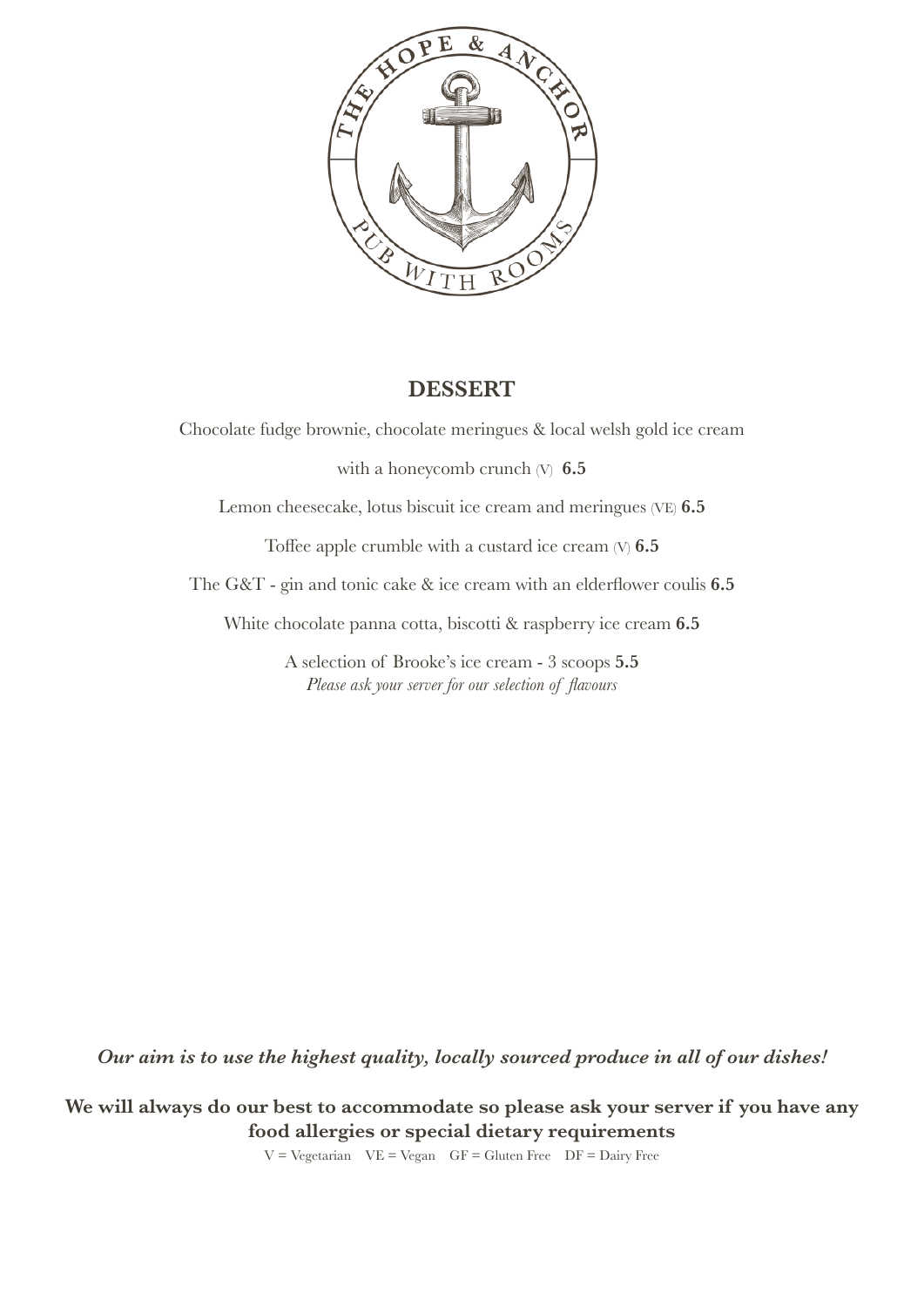# DESSERT

Chocolate fudge brownie, chocolate meringues & local welsh gold ice cream

with a honeycomb crunch (V) **6.5**

Lemon cheesecake, lotus biscuit ice cream and meringues (VE) **6.5**

Toffee apple crumble with a custard ice cream (V) **6.5**

The G&T - gin and tonic cake & ice cream with an elderflower coulis **6.5**

White chocolate panna cotta, biscotti & raspberry ice cream **6.5**

A selection of Brooke's ice cream - 3 scoops **5.5**
*Please ask your server for our selection of flavours*

***Our aim is to use the highest quality, locally sourced produce in all of our dishes!***

**We will always do our best to accommodate so please ask your server if you have any food allergies or special dietary requirements**

V = Vegetarian VE = Vegan GF = Gluten Free DF = Dairy Free